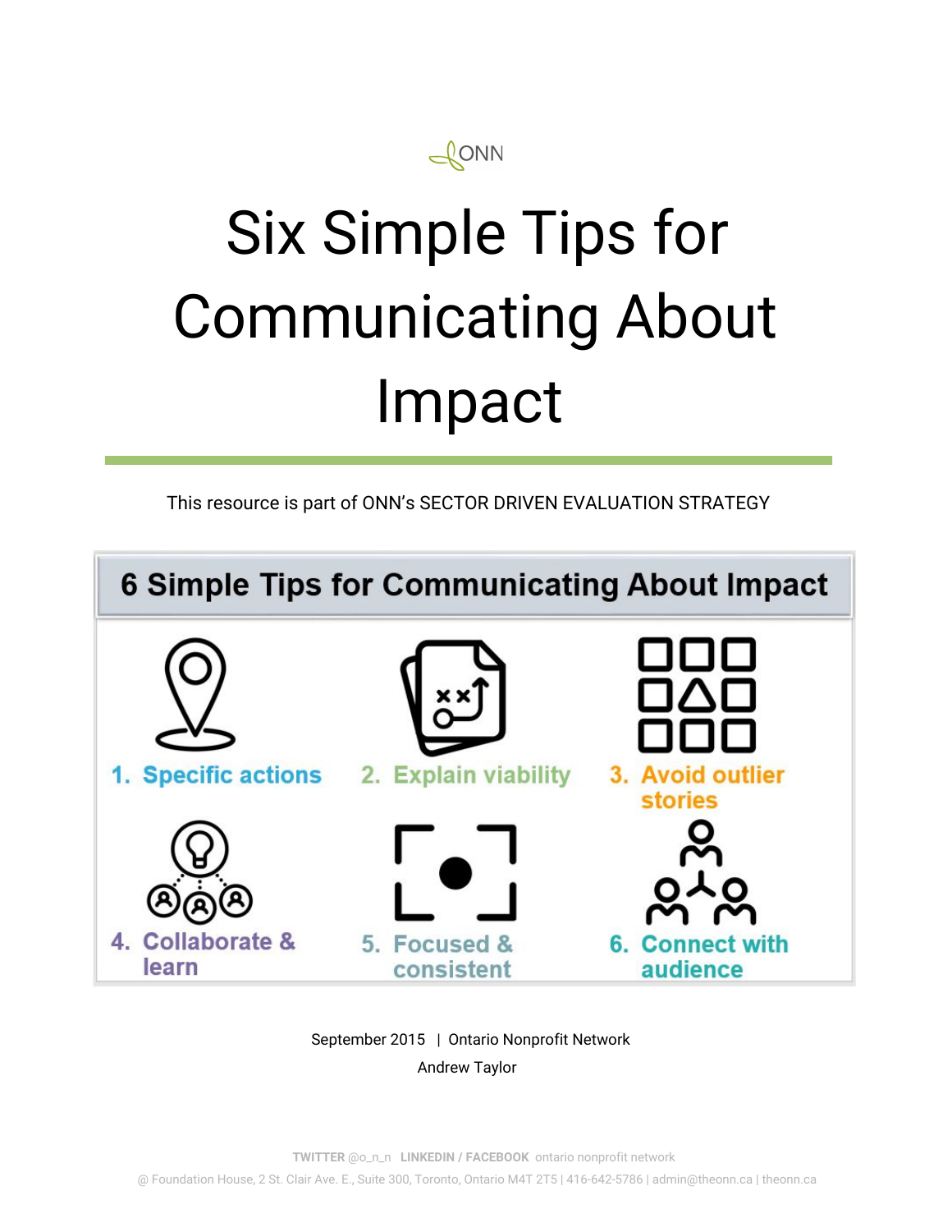ONN

# Six Simple Tips for Communicating About Impact

This resource is part of ONN's SECTOR DRIVEN EVALUATION STRATEGY

## 6 Simple Tips for Communicating About Impact

1. Specific actions
2. Explain viability
3. Avoid outlier stories
4. Collaborate & learn
5. Focused & consistent
6. Connect with audience

September 2015 | Ontario Nonprofit Network

Andrew Taylor

**TWITTER** @o_n_n **LINKEDIN / FACEBOOK** ontario nonprofit network

@ Foundation House, 2 St. Clair Ave. E., Suite 300, Toronto, Ontario M4T 2T5 | 416-642-5786 | admin@theonn.ca | theonn.ca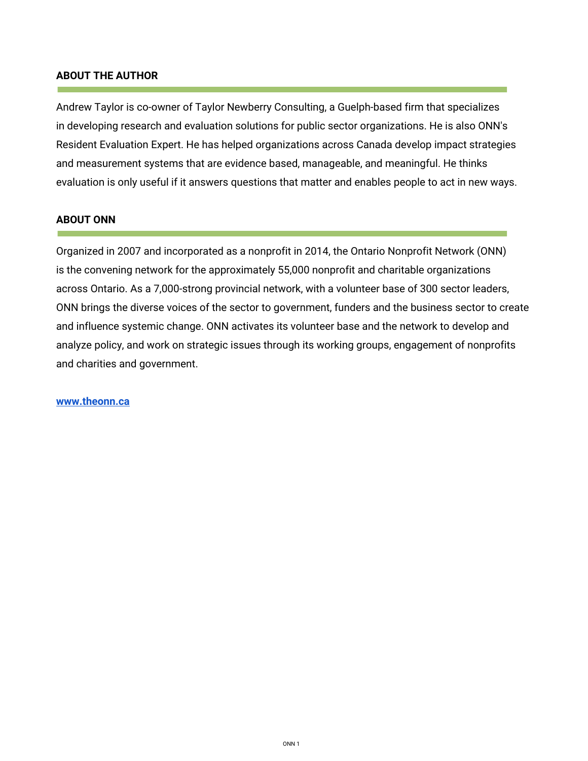## ABOUT THE AUTHOR

Andrew Taylor is co-owner of Taylor Newberry Consulting, a Guelph-based firm that specializes in developing research and evaluation solutions for public sector organizations. He is also ONN's Resident Evaluation Expert. He has helped organizations across Canada develop impact strategies and measurement systems that are evidence based, manageable, and meaningful. He thinks evaluation is only useful if it answers questions that matter and enables people to act in new ways.

## ABOUT ONN

Organized in 2007 and incorporated as a nonprofit in 2014, the Ontario Nonprofit Network (ONN) is the convening network for the approximately 55,000 nonprofit and charitable organizations across Ontario. As a 7,000-strong provincial network, with a volunteer base of 300 sector leaders, ONN brings the diverse voices of the sector to government, funders and the business sector to create and influence systemic change. ONN activates its volunteer base and the network to develop and analyze policy, and work on strategic issues through its working groups, engagement of nonprofits and charities and government.

**www.theonn.ca**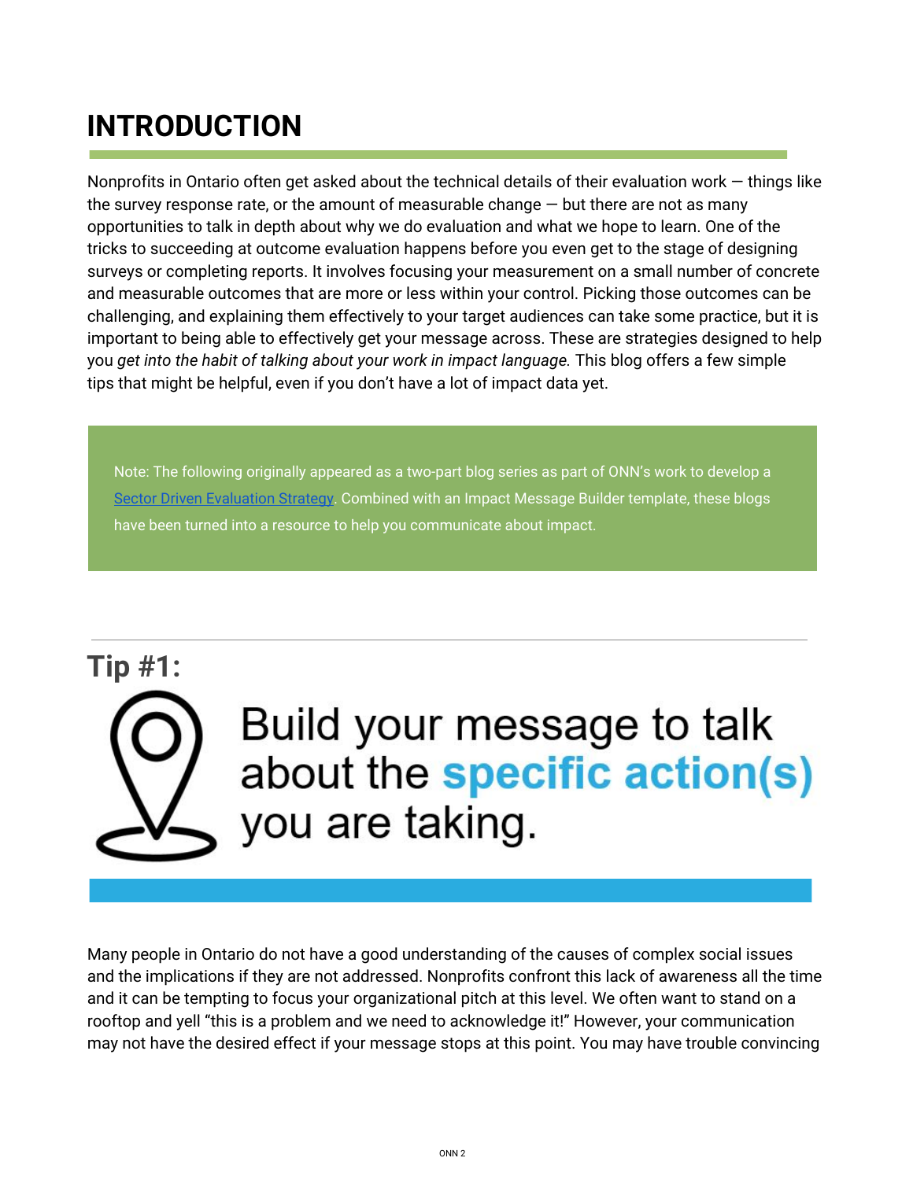# INTRODUCTION

Nonprofits in Ontario often get asked about the technical details of their evaluation work — things like the survey response rate, or the amount of measurable change — but there are not as many opportunities to talk in depth about why we do evaluation and what we hope to learn. One of the tricks to succeeding at outcome evaluation happens before you even get to the stage of designing surveys or completing reports. It involves focusing your measurement on a small number of concrete and measurable outcomes that are more or less within your control. Picking those outcomes can be challenging, and explaining them effectively to your target audiences can take some practice, but it is important to being able to effectively get your message across. These are strategies designed to help you *get into the habit of talking about your work in impact language.* This blog offers a few simple tips that might be helpful, even if you don't have a lot of impact data yet.

> Note: The following originally appeared as a two-part blog series as part of ONN's work to develop a [Sector Driven Evaluation Strategy](). Combined with an Impact Message Builder template, these blogs have been turned into a resource to help you communicate about impact.

---

## Tip #1:

### Build your message to talk about the **specific action(s)** you are taking.

Many people in Ontario do not have a good understanding of the causes of complex social issues and the implications if they are not addressed. Nonprofits confront this lack of awareness all the time and it can be tempting to focus your organizational pitch at this level. We often want to stand on a rooftop and yell "this is a problem and we need to acknowledge it!" However, your communication may not have the desired effect if your message stops at this point. You may have trouble convincing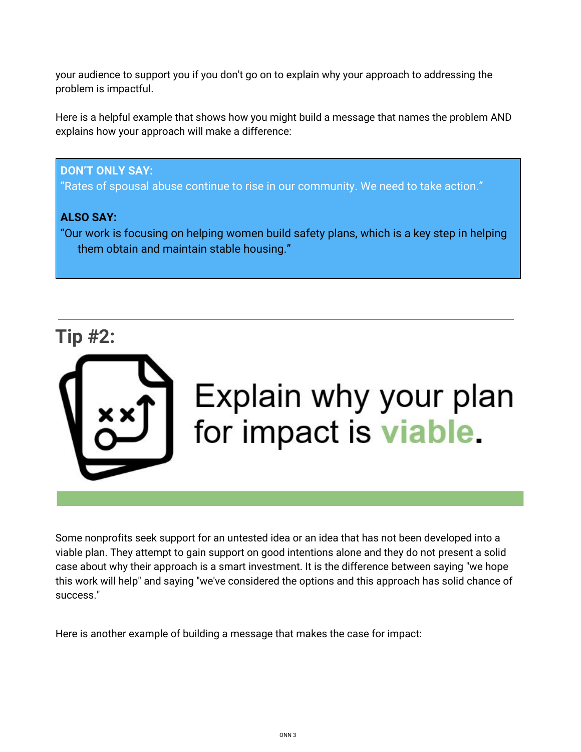your audience to support you if you don't go on to explain why your approach to addressing the problem is impactful.

Here is a helpful example that shows how you might build a message that names the problem AND explains how your approach will make a difference:

> **DON'T ONLY SAY:**
> "Rates of spousal abuse continue to rise in our community. We need to take action."
>
> **ALSO SAY:**
> "Our work is focusing on helping women build safety plans, which is a key step in helping them obtain and maintain stable housing."

---

## Tip #2:

# Explain why your plan for impact is viable.

Some nonprofits seek support for an untested idea or an idea that has not been developed into a viable plan. They attempt to gain support on good intentions alone and they do not present a solid case about why their approach is a smart investment. It is the difference between saying "we hope this work will help" and saying "we've considered the options and this approach has solid chance of success."

Here is another example of building a message that makes the case for impact: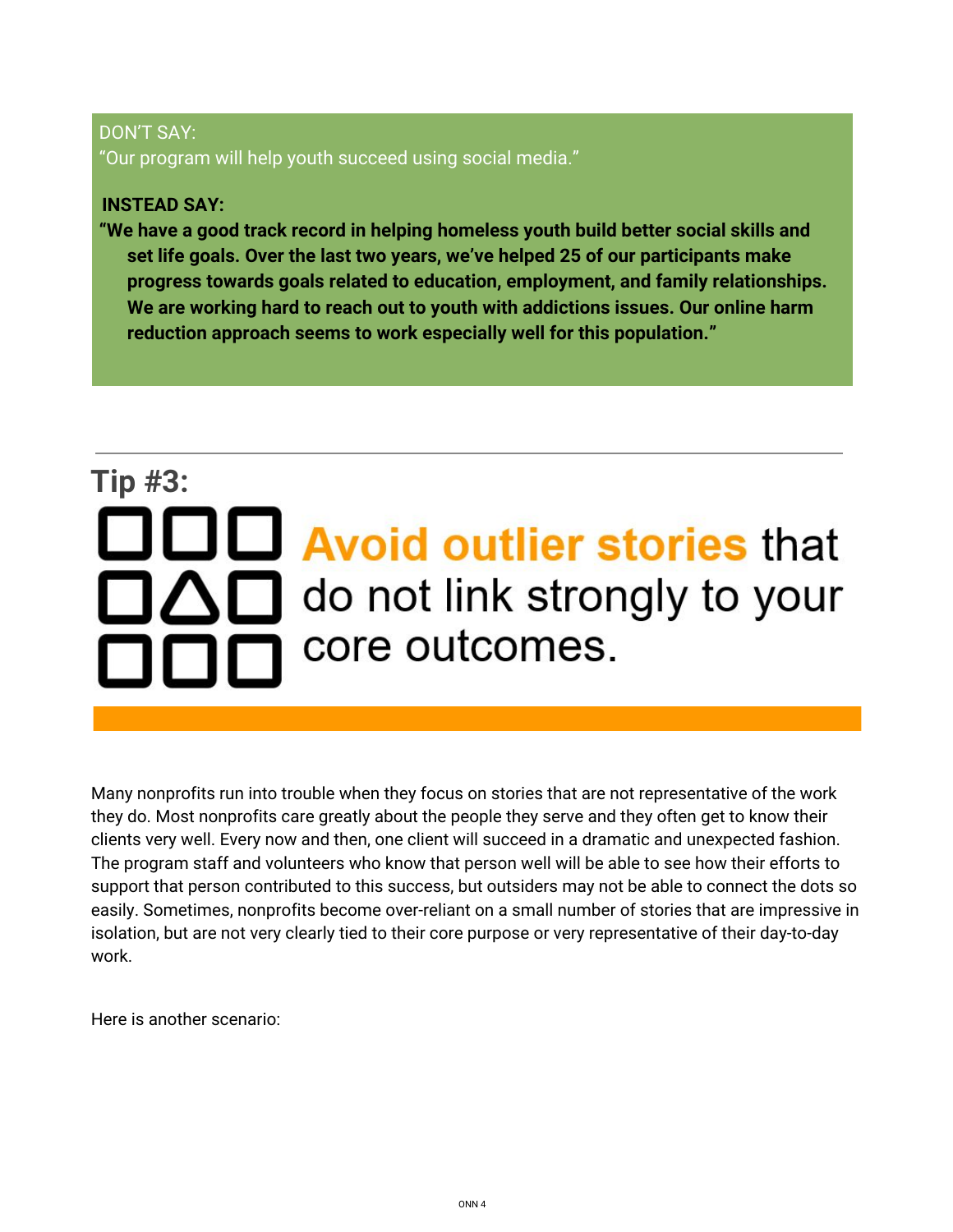DON'T SAY:
"Our program will help youth succeed using social media."

**INSTEAD SAY:**
**"We have a good track record in helping homeless youth build better social skills and set life goals. Over the last two years, we've helped 25 of our participants make progress towards goals related to education, employment, and family relationships. We are working hard to reach out to youth with addictions issues. Our online harm reduction approach seems to work especially well for this population."**

---

## Tip #3:

## Avoid outlier stories that do not link strongly to your core outcomes.

Many nonprofits run into trouble when they focus on stories that are not representative of the work they do. Most nonprofits care greatly about the people they serve and they often get to know their clients very well. Every now and then, one client will succeed in a dramatic and unexpected fashion. The program staff and volunteers who know that person well will be able to see how their efforts to support that person contributed to this success, but outsiders may not be able to connect the dots so easily. Sometimes, nonprofits become over-reliant on a small number of stories that are impressive in isolation, but are not very clearly tied to their core purpose or very representative of their day-to-day work.

Here is another scenario: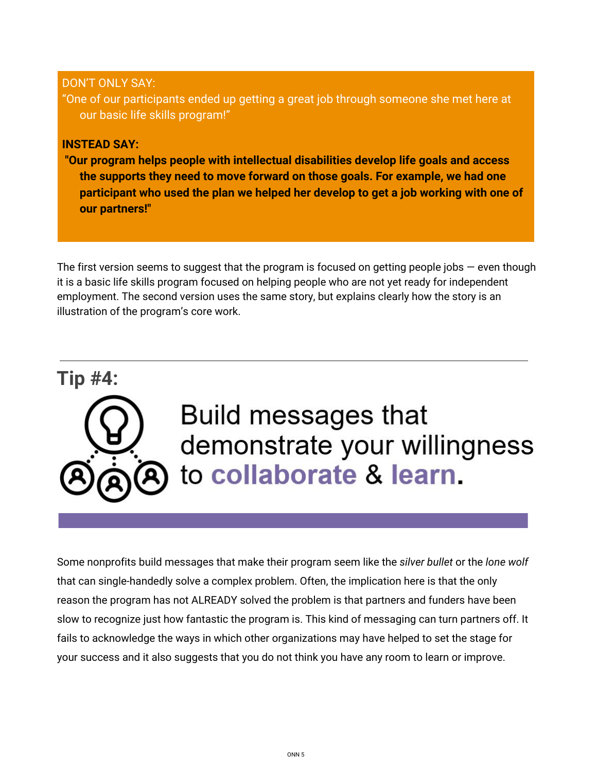DON'T ONLY SAY:

"One of our participants ended up getting a great job through someone she met here at our basic life skills program!"

**INSTEAD SAY:**

**"Our program helps people with intellectual disabilities develop life goals and access the supports they need to move forward on those goals. For example, we had one participant who used the plan we helped her develop to get a job working with one of our partners!"**

The first version seems to suggest that the program is focused on getting people jobs — even though it is a basic life skills program focused on helping people who are not yet ready for independent employment. The second version uses the same story, but explains clearly how the story is an illustration of the program's core work.

---

## Tip #4:

## Build messages that demonstrate your willingness to **collaborate** & **learn**.

Some nonprofits build messages that make their program seem like the *silver bullet* or the *lone wolf* that can single-handedly solve a complex problem. Often, the implication here is that the only reason the program has not ALREADY solved the problem is that partners and funders have been slow to recognize just how fantastic the program is. This kind of messaging can turn partners off. It fails to acknowledge the ways in which other organizations may have helped to set the stage for your success and it also suggests that you do not think you have any room to learn or improve.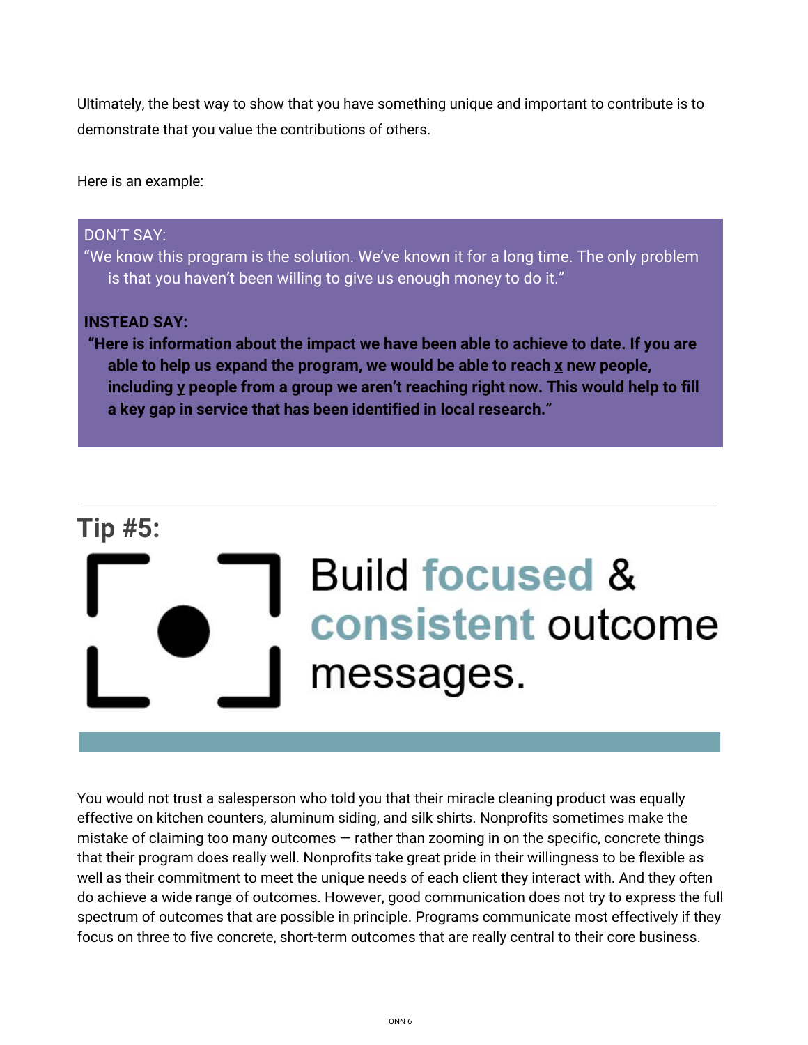Ultimately, the best way to show that you have something unique and important to contribute is to demonstrate that you value the contributions of others.

Here is an example:

> DON'T SAY:
> "We know this program is the solution. We've known it for a long time. The only problem is that you haven't been willing to give us enough money to do it."
>
> **INSTEAD SAY:**
> **"Here is information about the impact we have been able to achieve to date. If you are able to help us expand the program, we would be able to reach x new people, including y people from a group we aren't reaching right now. This would help to fill a key gap in service that has been identified in local research."**

---

## Tip #5:

## Build focused & consistent outcome messages.

You would not trust a salesperson who told you that their miracle cleaning product was equally effective on kitchen counters, aluminum siding, and silk shirts. Nonprofits sometimes make the mistake of claiming too many outcomes — rather than zooming in on the specific, concrete things that their program does really well. Nonprofits take great pride in their willingness to be flexible as well as their commitment to meet the unique needs of each client they interact with. And they often do achieve a wide range of outcomes. However, good communication does not try to express the full spectrum of outcomes that are possible in principle. Programs communicate most effectively if they focus on three to five concrete, short-term outcomes that are really central to their core business.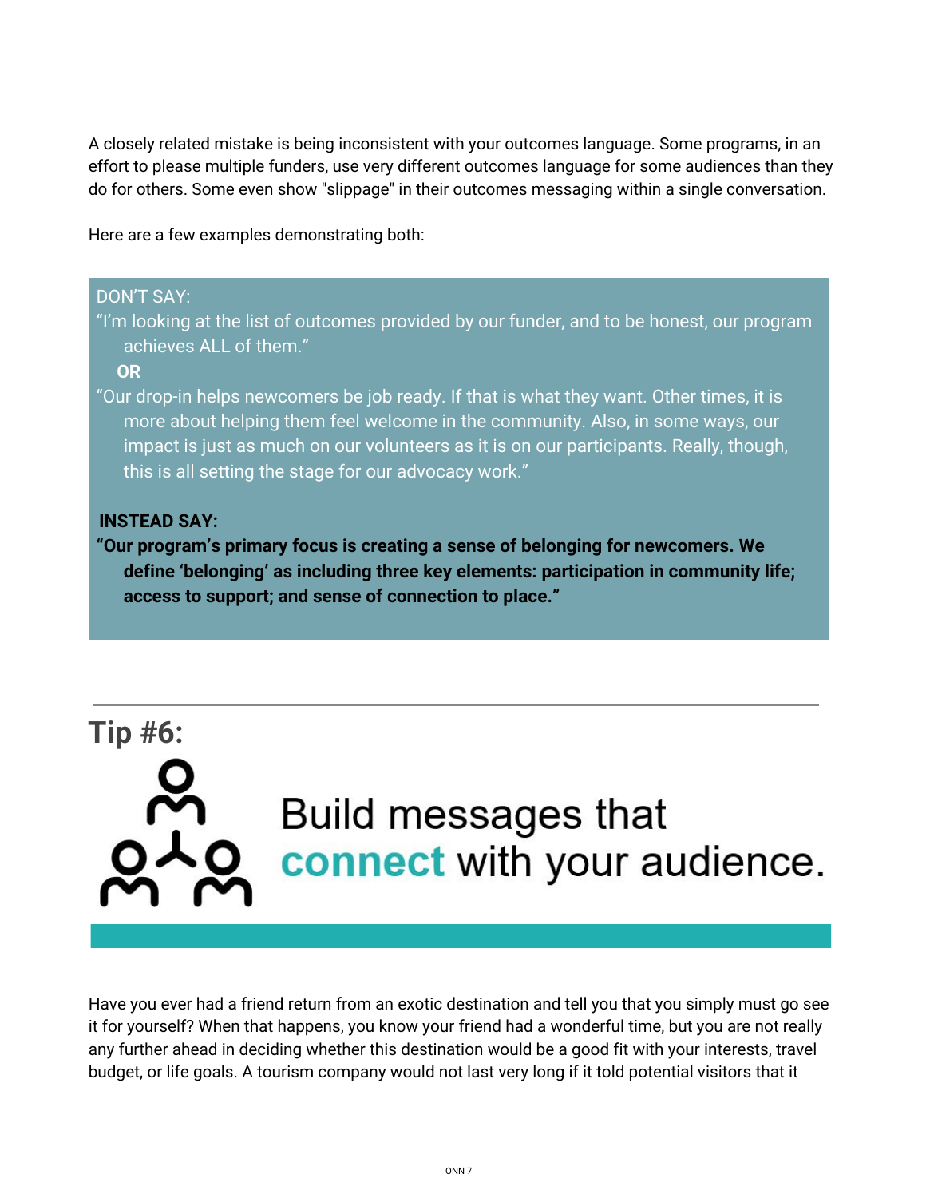A closely related mistake is being inconsistent with your outcomes language. Some programs, in an effort to please multiple funders, use very different outcomes language for some audiences than they do for others. Some even show "slippage" in their outcomes messaging within a single conversation.

Here are a few examples demonstrating both:

> DON'T SAY:
>
> "I'm looking at the list of outcomes provided by our funder, and to be honest, our program achieves ALL of them."
>
> **OR**
>
> "Our drop-in helps newcomers be job ready. If that is what they want. Other times, it is more about helping them feel welcome in the community. Also, in some ways, our impact is just as much on our volunteers as it is on our participants. Really, though, this is all setting the stage for our advocacy work."
>
> **INSTEAD SAY:**
>
> **"Our program's primary focus is creating a sense of belonging for newcomers. We define 'belonging' as including three key elements: participation in community life; access to support; and sense of connection to place."**

---

## Tip #6:

## Build messages that **connect** with your audience.

Have you ever had a friend return from an exotic destination and tell you that you simply must go see it for yourself? When that happens, you know your friend had a wonderful time, but you are not really any further ahead in deciding whether this destination would be a good fit with your interests, travel budget, or life goals. A tourism company would not last very long if it told potential visitors that it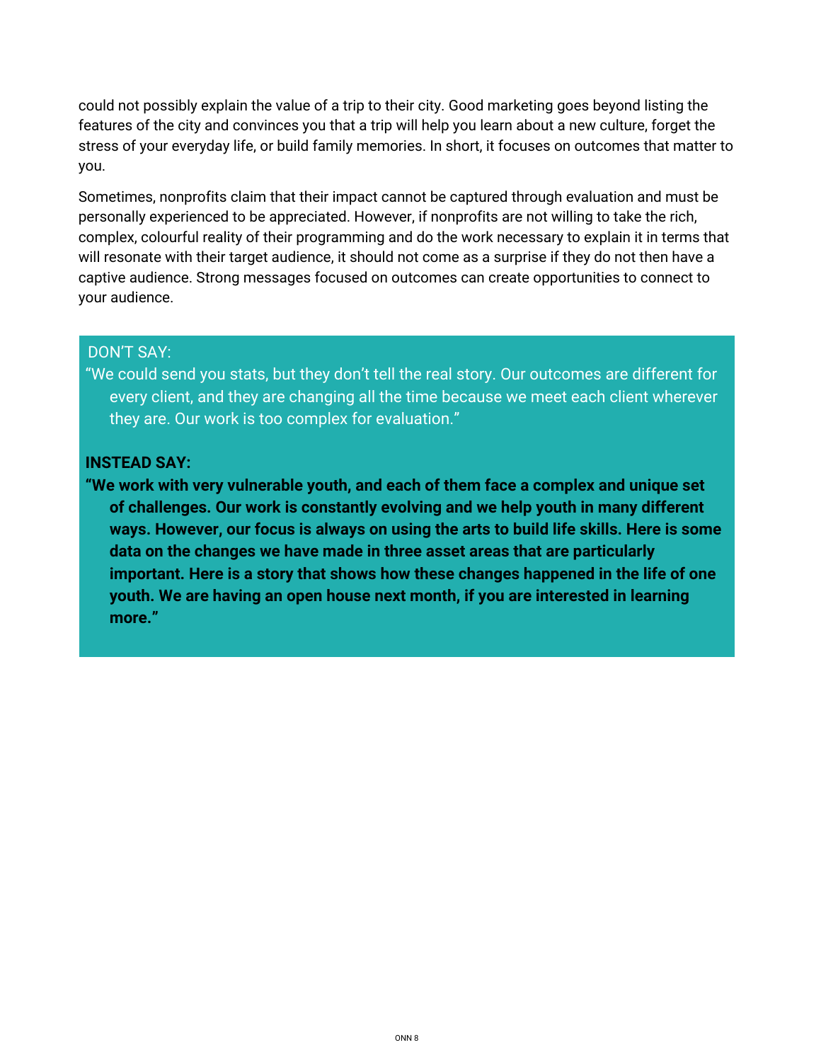could not possibly explain the value of a trip to their city. Good marketing goes beyond listing the features of the city and convinces you that a trip will help you learn about a new culture, forget the stress of your everyday life, or build family memories. In short, it focuses on outcomes that matter to you.

Sometimes, nonprofits claim that their impact cannot be captured through evaluation and must be personally experienced to be appreciated. However, if nonprofits are not willing to take the rich, complex, colourful reality of their programming and do the work necessary to explain it in terms that will resonate with their target audience, it should not come as a surprise if they do not then have a captive audience. Strong messages focused on outcomes can create opportunities to connect to your audience.

DON'T SAY:

"We could send you stats, but they don't tell the real story. Our outcomes are different for every client, and they are changing all the time because we meet each client wherever they are. Our work is too complex for evaluation."

**INSTEAD SAY:**

**"We work with very vulnerable youth, and each of them face a complex and unique set of challenges. Our work is constantly evolving and we help youth in many different ways. However, our focus is always on using the arts to build life skills. Here is some data on the changes we have made in three asset areas that are particularly important. Here is a story that shows how these changes happened in the life of one youth. We are having an open house next month, if you are interested in learning more."**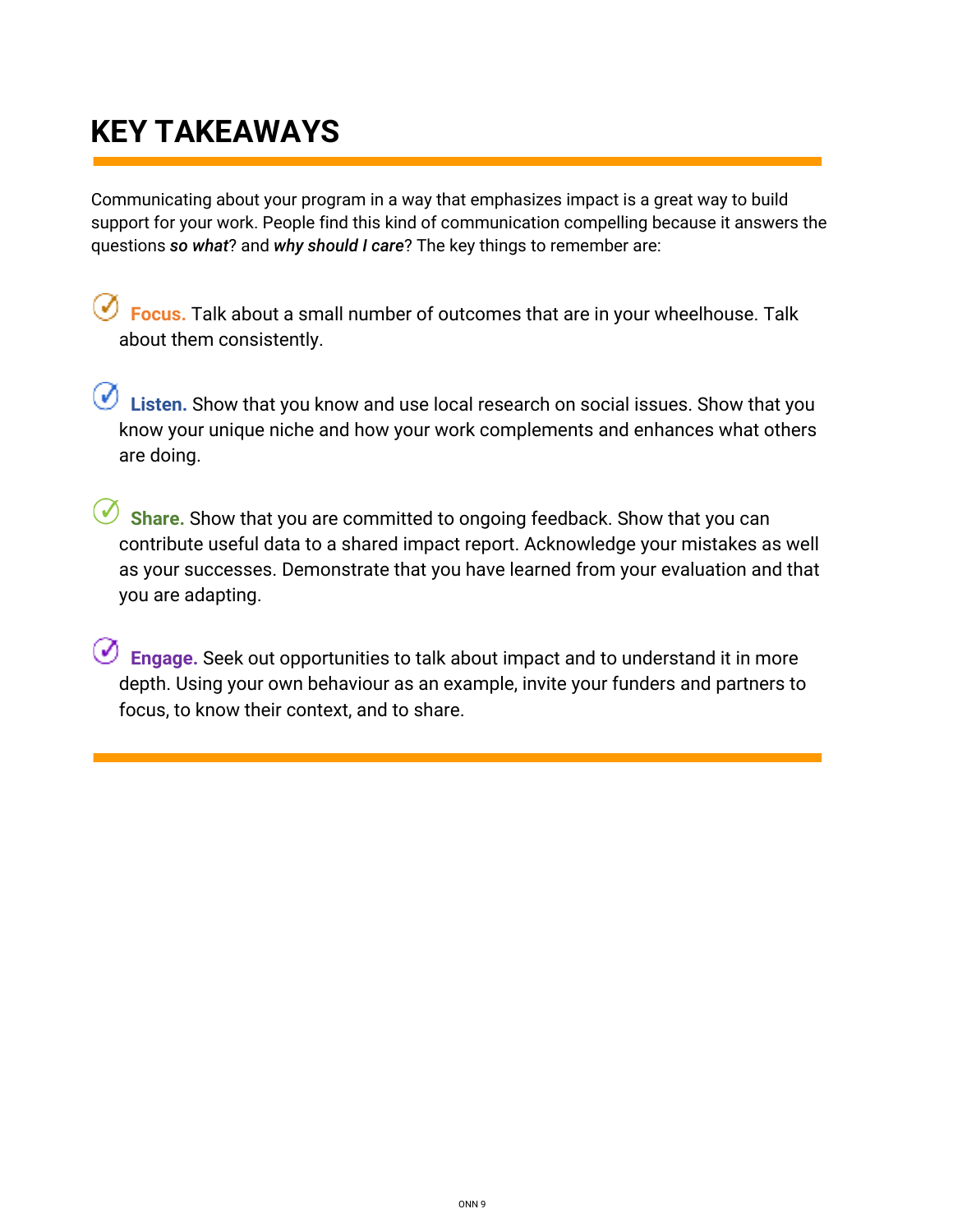# KEY TAKEAWAYS

Communicating about your program in a way that emphasizes impact is a great way to build support for your work. People find this kind of communication compelling because it answers the questions ***so what***? and ***why should I care***? The key things to remember are:

- **Focus.** Talk about a small number of outcomes that are in your wheelhouse. Talk about them consistently.

- **Listen.** Show that you know and use local research on social issues. Show that you know your unique niche and how your work complements and enhances what others are doing.

- **Share.** Show that you are committed to ongoing feedback. Show that you can contribute useful data to a shared impact report. Acknowledge your mistakes as well as your successes. Demonstrate that you have learned from your evaluation and that you are adapting.

- **Engage.** Seek out opportunities to talk about impact and to understand it in more depth. Using your own behaviour as an example, invite your funders and partners to focus, to know their context, and to share.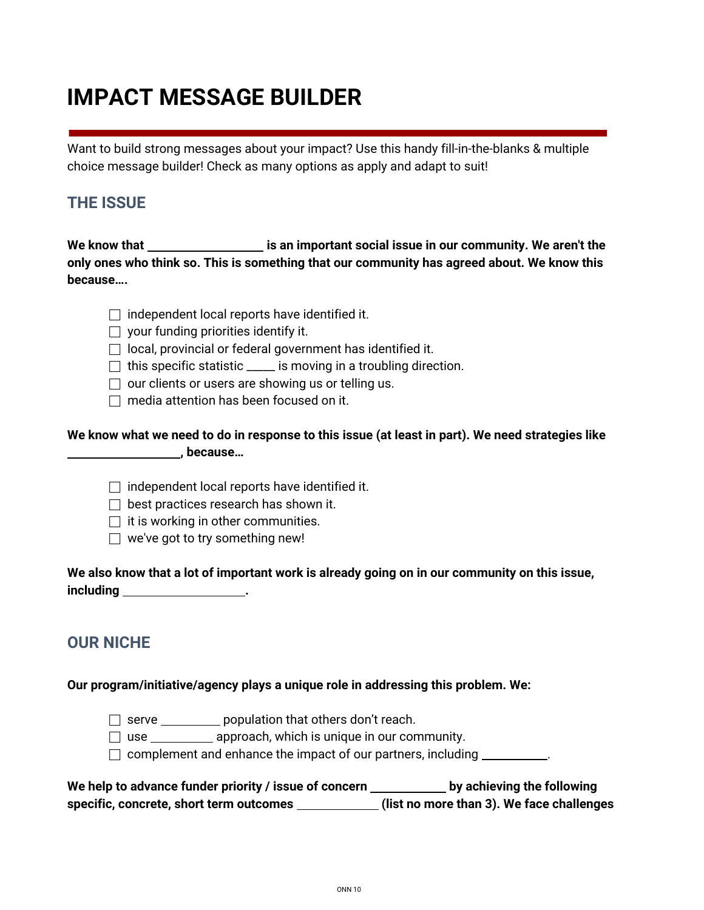# IMPACT MESSAGE BUILDER

Want to build strong messages about your impact? Use this handy fill-in-the-blanks & multiple choice message builder! Check as many options as apply and adapt to suit!

## THE ISSUE

**We know that \_\_\_\_\_\_\_\_\_\_\_\_\_\_\_\_\_\_ is an important social issue in our community. We aren't the only ones who think so. This is something that our community has agreed about. We know this because….**

- [ ] independent local reports have identified it.
- [ ] your funding priorities identify it.
- [ ] local, provincial or federal government has identified it.
- [ ] this specific statistic \_\_\_\_\_ is moving in a troubling direction.
- [ ] our clients or users are showing us or telling us.
- [ ] media attention has been focused on it.

**We know what we need to do in response to this issue (at least in part). We need strategies like \_\_\_\_\_\_\_\_\_\_\_\_\_\_\_\_\_\_, because…**

- [ ] independent local reports have identified it.
- [ ] best practices research has shown it.
- [ ] it is working in other communities.
- [ ] we've got to try something new!

**We also know that a lot of important work is already going on in our community on this issue, including \_\_\_\_\_\_\_\_\_\_\_\_\_\_\_\_\_\_\_.**

## OUR NICHE

**Our program/initiative/agency plays a unique role in addressing this problem. We:**

- [ ] serve \_\_\_\_\_\_\_\_\_\_ population that others don't reach.
- [ ] use \_\_\_\_\_\_\_\_\_\_ approach, which is unique in our community.
- [ ] complement and enhance the impact of our partners, including \_\_\_\_\_\_\_\_\_\_.

**We help to advance funder priority / issue of concern \_\_\_\_\_\_\_\_\_\_\_\_ by achieving the following specific, concrete, short term outcomes \_\_\_\_\_\_\_\_\_\_\_\_\_ (list no more than 3). We face challenges**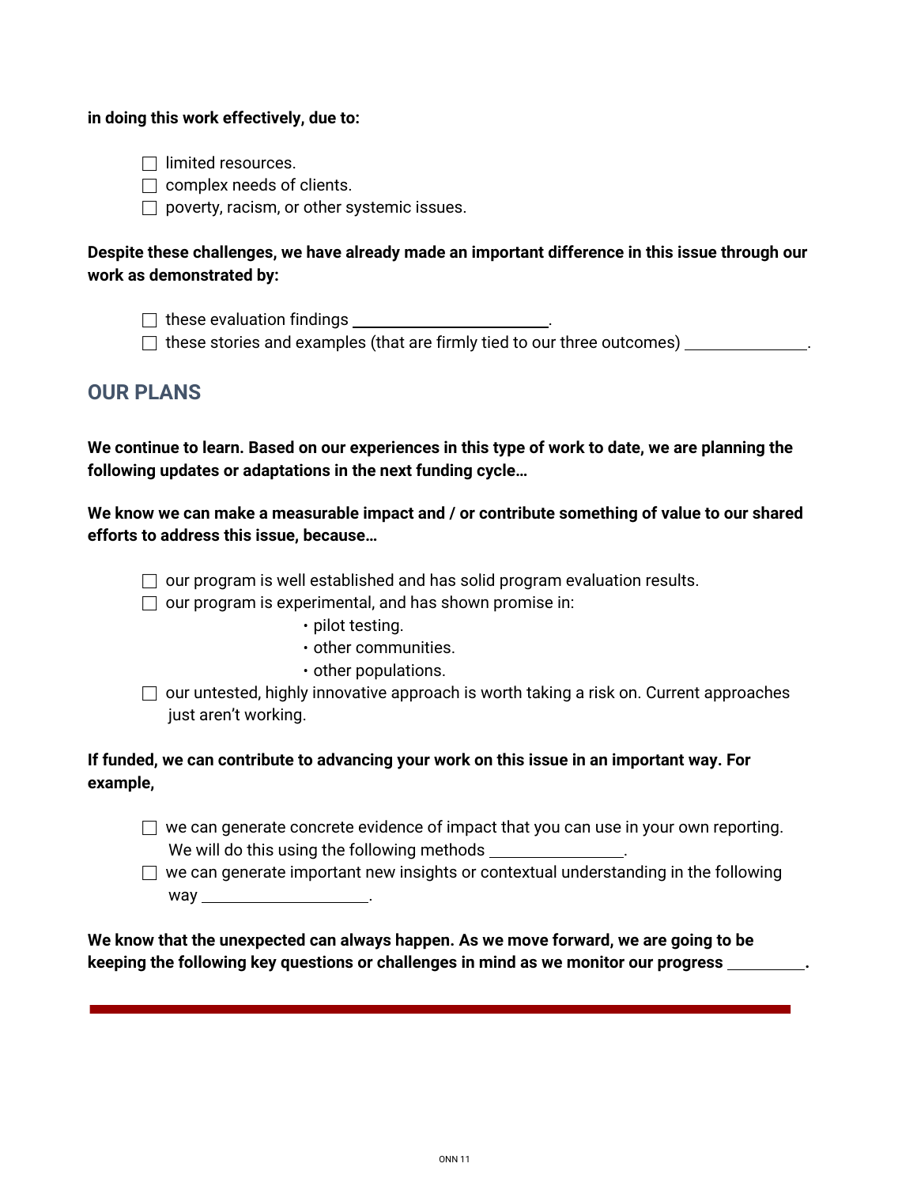**in doing this work effectively, due to:**

- ☐ limited resources.
- ☐ complex needs of clients.
- ☐ poverty, racism, or other systemic issues.

**Despite these challenges, we have already made an important difference in this issue through our work as demonstrated by:**

- ☐ these evaluation findings ______________________.
- ☐ these stories and examples (that are firmly tied to our three outcomes) ______________.

## OUR PLANS

**We continue to learn. Based on our experiences in this type of work to date, we are planning the following updates or adaptations in the next funding cycle…**

**We know we can make a measurable impact and / or contribute something of value to our shared efforts to address this issue, because…**

- ☐ our program is well established and has solid program evaluation results.
- ☐ our program is experimental, and has shown promise in:
  - pilot testing.
  - other communities.
  - other populations.
- ☐ our untested, highly innovative approach is worth taking a risk on. Current approaches just aren't working.

**If funded, we can contribute to advancing your work on this issue in an important way. For example,**

- ☐ we can generate concrete evidence of impact that you can use in your own reporting. We will do this using the following methods _______________.
- ☐ we can generate important new insights or contextual understanding in the following way ___________________.

**We know that the unexpected can always happen. As we move forward, we are going to be keeping the following key questions or challenges in mind as we monitor our progress _________.**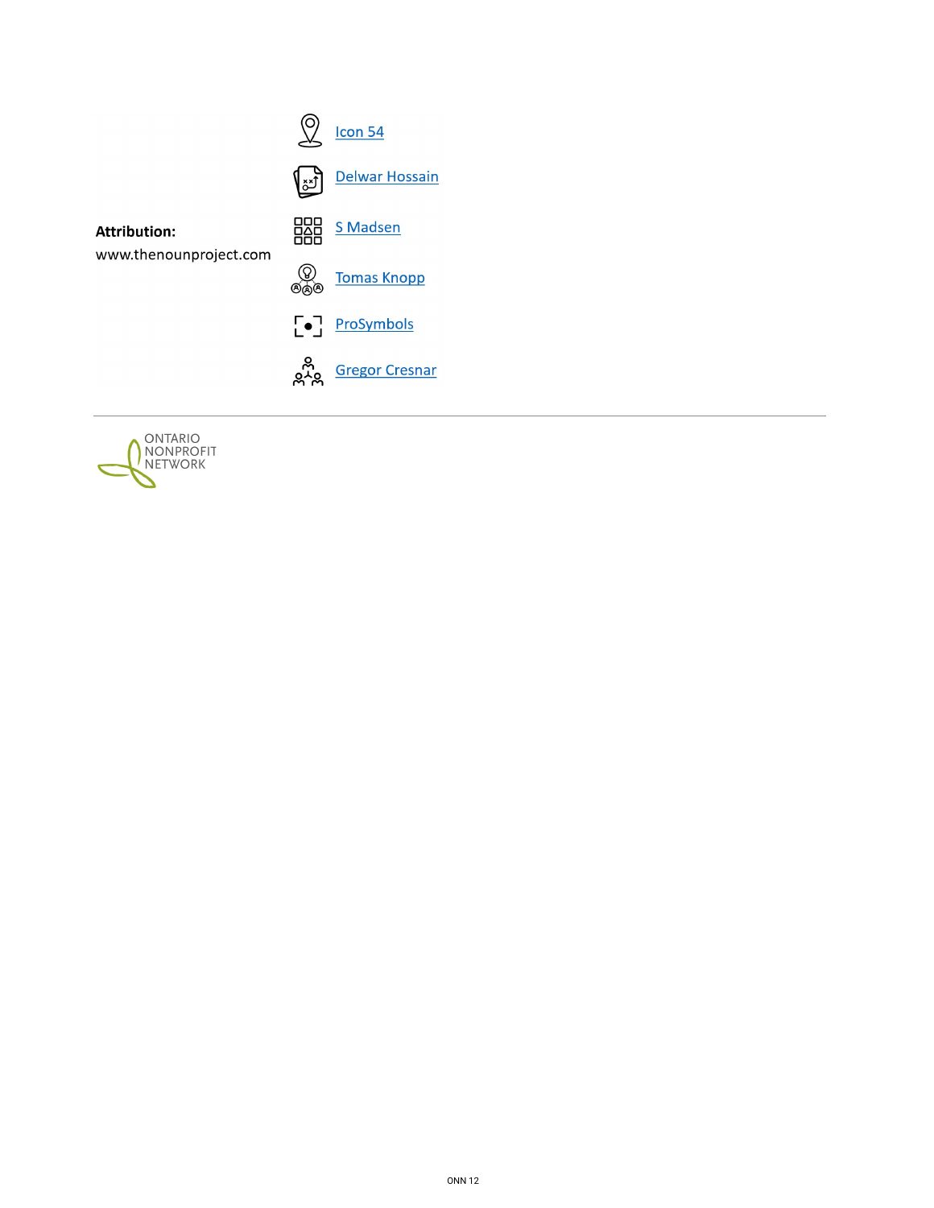**Attribution:**
www.thenounproject.com

- Icon 54
- Delwar Hossain
- S Madsen
- Tomas Knopp
- ProSymbols
- Gregor Cresnar

---

ONTARIO
NONPROFIT
NETWORK